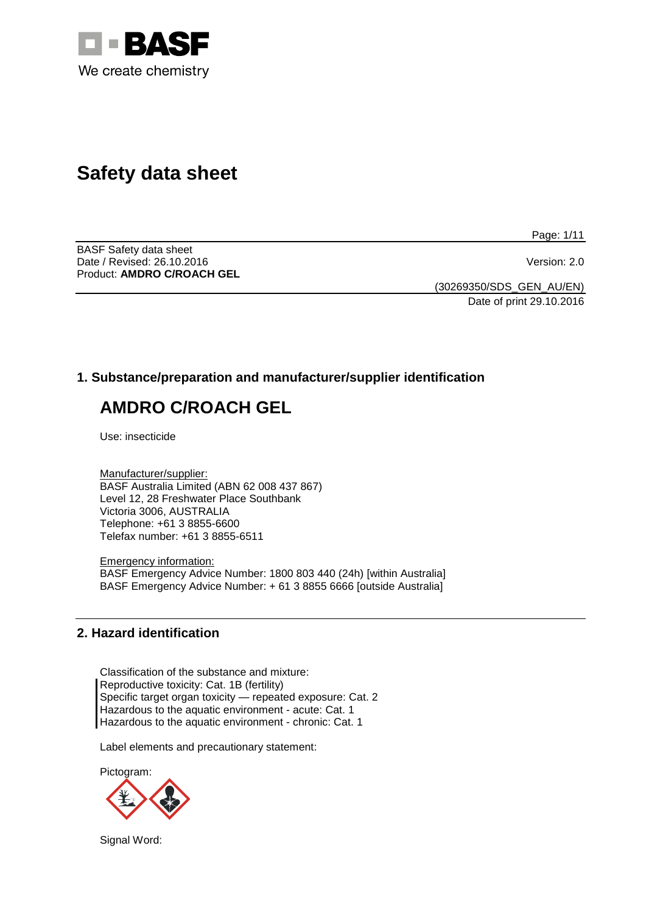# Safety data sheet

BASF Safety data sheet
Date / Revised: 26.10.2016
Version: 2.0
Product: **AMDRO C/ROACH GEL**

(30269350/SDS_GEN_AU/EN)
Date of print 29.10.2016

## 1. Substance/preparation and manufacturer/supplier identification

# AMDRO C/ROACH GEL

Use: insecticide

Manufacturer/supplier:
BASF Australia Limited (ABN 62 008 437 867)
Level 12, 28 Freshwater Place Southbank
Victoria 3006, AUSTRALIA
Telephone: +61 3 8855-6600
Telefax number: +61 3 8855-6511

Emergency information:
BASF Emergency Advice Number: 1800 803 440 (24h) [within Australia]
BASF Emergency Advice Number: + 61 3 8855 6666 [outside Australia]

## 2. Hazard identification

Classification of the substance and mixture:
Reproductive toxicity: Cat. 1B (fertility)
Specific target organ toxicity — repeated exposure: Cat. 2
Hazardous to the aquatic environment - acute: Cat. 1
Hazardous to the aquatic environment - chronic: Cat. 1

Label elements and precautionary statement:

Pictogram:

Signal Word: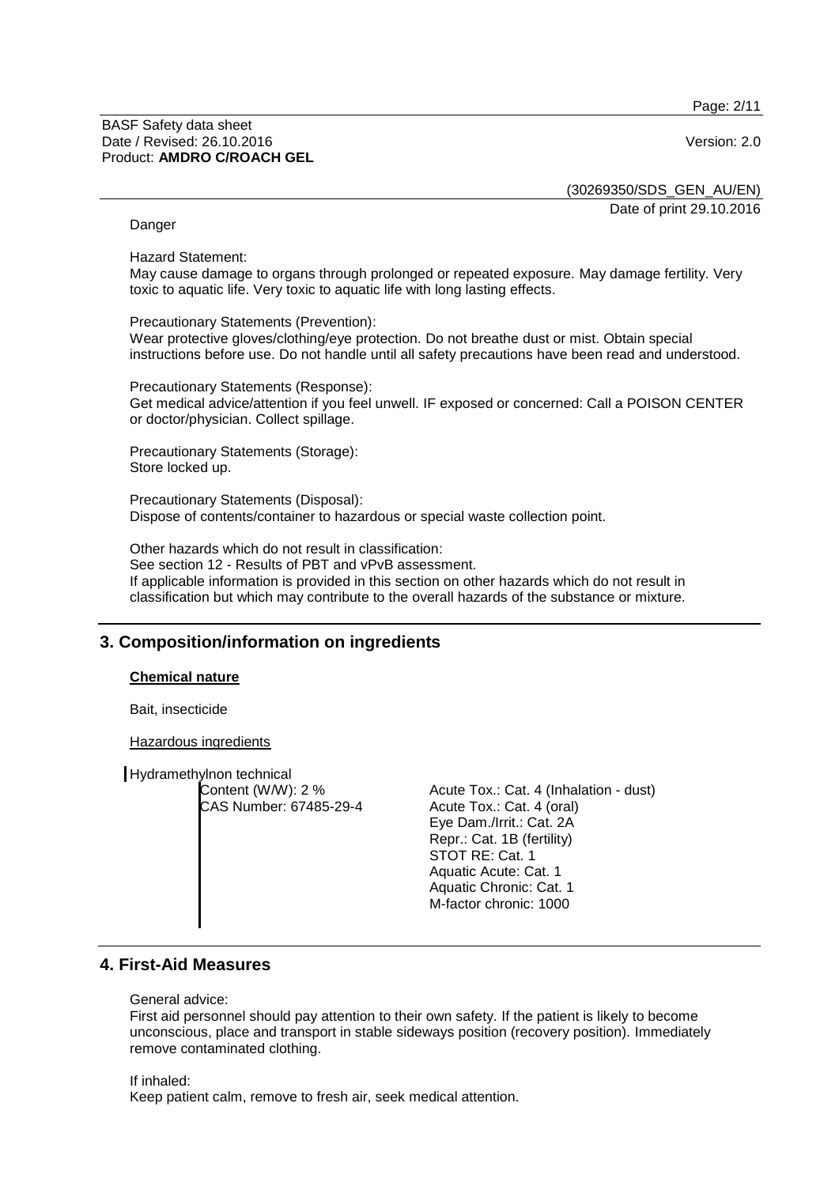Danger

Hazard Statement:
May cause damage to organs through prolonged or repeated exposure. May damage fertility. Very toxic to aquatic life. Very toxic to aquatic life with long lasting effects.

Precautionary Statements (Prevention):
Wear protective gloves/clothing/eye protection. Do not breathe dust or mist. Obtain special instructions before use. Do not handle until all safety precautions have been read and understood.

Precautionary Statements (Response):
Get medical advice/attention if you feel unwell. IF exposed or concerned: Call a POISON CENTER or doctor/physician. Collect spillage.

Precautionary Statements (Storage):
Store locked up.

Precautionary Statements (Disposal):
Dispose of contents/container to hazardous or special waste collection point.

Other hazards which do not result in classification:
See section 12 - Results of PBT and vPvB assessment.
If applicable information is provided in this section on other hazards which do not result in classification but which may contribute to the overall hazards of the substance or mixture.

## 3. Composition/information on ingredients

**Chemical nature**

Bait, insecticide

Hazardous ingredients

Hydramethylnon technical

| | |
|---|---|
| Content (W/W): 2 %<br>CAS Number: 67485-29-4 | Acute Tox.: Cat. 4 (Inhalation - dust)<br>Acute Tox.: Cat. 4 (oral)<br>Eye Dam./Irrit.: Cat. 2A<br>Repr.: Cat. 1B (fertility)<br>STOT RE: Cat. 1<br>Aquatic Acute: Cat. 1<br>Aquatic Chronic: Cat. 1<br>M-factor chronic: 1000 |

## 4. First-Aid Measures

General advice:
First aid personnel should pay attention to their own safety. If the patient is likely to become unconscious, place and transport in stable sideways position (recovery position). Immediately remove contaminated clothing.

If inhaled:
Keep patient calm, remove to fresh air, seek medical attention.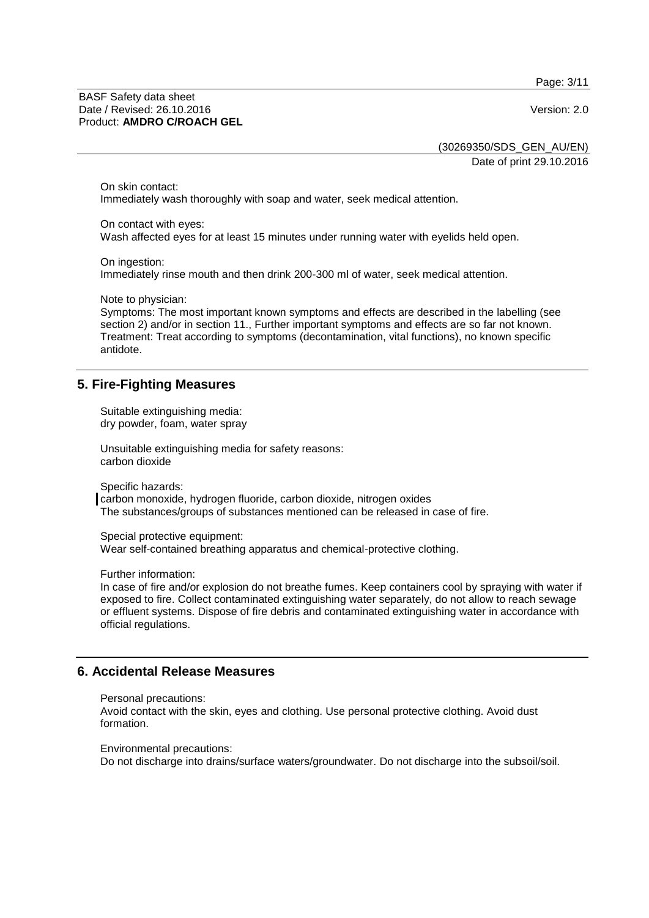On skin contact:
Immediately wash thoroughly with soap and water, seek medical attention.

On contact with eyes:
Wash affected eyes for at least 15 minutes under running water with eyelids held open.

On ingestion:
Immediately rinse mouth and then drink 200-300 ml of water, seek medical attention.

Note to physician:
Symptoms: The most important known symptoms and effects are described in the labelling (see section 2) and/or in section 11., Further important symptoms and effects are so far not known.
Treatment: Treat according to symptoms (decontamination, vital functions), no known specific antidote.

## 5. Fire-Fighting Measures

Suitable extinguishing media:
dry powder, foam, water spray

Unsuitable extinguishing media for safety reasons:
carbon dioxide

Specific hazards:
carbon monoxide, hydrogen fluoride, carbon dioxide, nitrogen oxides
The substances/groups of substances mentioned can be released in case of fire.

Special protective equipment:
Wear self-contained breathing apparatus and chemical-protective clothing.

Further information:
In case of fire and/or explosion do not breathe fumes. Keep containers cool by spraying with water if exposed to fire. Collect contaminated extinguishing water separately, do not allow to reach sewage or effluent systems. Dispose of fire debris and contaminated extinguishing water in accordance with official regulations.

## 6. Accidental Release Measures

Personal precautions:
Avoid contact with the skin, eyes and clothing. Use personal protective clothing. Avoid dust formation.

Environmental precautions:
Do not discharge into drains/surface waters/groundwater. Do not discharge into the subsoil/soil.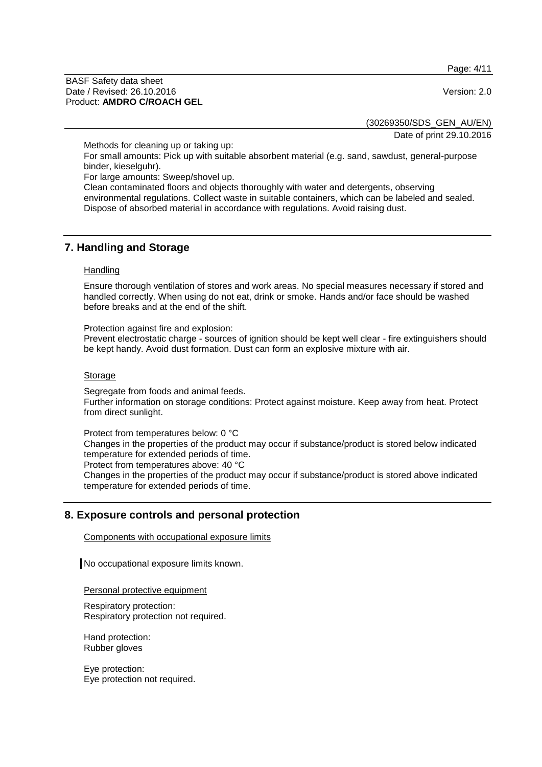Methods for cleaning up or taking up:
For small amounts: Pick up with suitable absorbent material (e.g. sand, sawdust, general-purpose binder, kieselguhr).
For large amounts: Sweep/shovel up.
Clean contaminated floors and objects thoroughly with water and detergents, observing environmental regulations. Collect waste in suitable containers, which can be labeled and sealed. Dispose of absorbed material in accordance with regulations. Avoid raising dust.

## 7. Handling and Storage

### Handling

Ensure thorough ventilation of stores and work areas. No special measures necessary if stored and handled correctly. When using do not eat, drink or smoke. Hands and/or face should be washed before breaks and at the end of the shift.

Protection against fire and explosion:
Prevent electrostatic charge - sources of ignition should be kept well clear - fire extinguishers should be kept handy. Avoid dust formation. Dust can form an explosive mixture with air.

### Storage

Segregate from foods and animal feeds.
Further information on storage conditions: Protect against moisture. Keep away from heat. Protect from direct sunlight.

Protect from temperatures below: 0 °C
Changes in the properties of the product may occur if substance/product is stored below indicated temperature for extended periods of time.
Protect from temperatures above: 40 °C
Changes in the properties of the product may occur if substance/product is stored above indicated temperature for extended periods of time.

## 8. Exposure controls and personal protection

### Components with occupational exposure limits

No occupational exposure limits known.

### Personal protective equipment

Respiratory protection:
Respiratory protection not required.

Hand protection:
Rubber gloves

Eye protection:
Eye protection not required.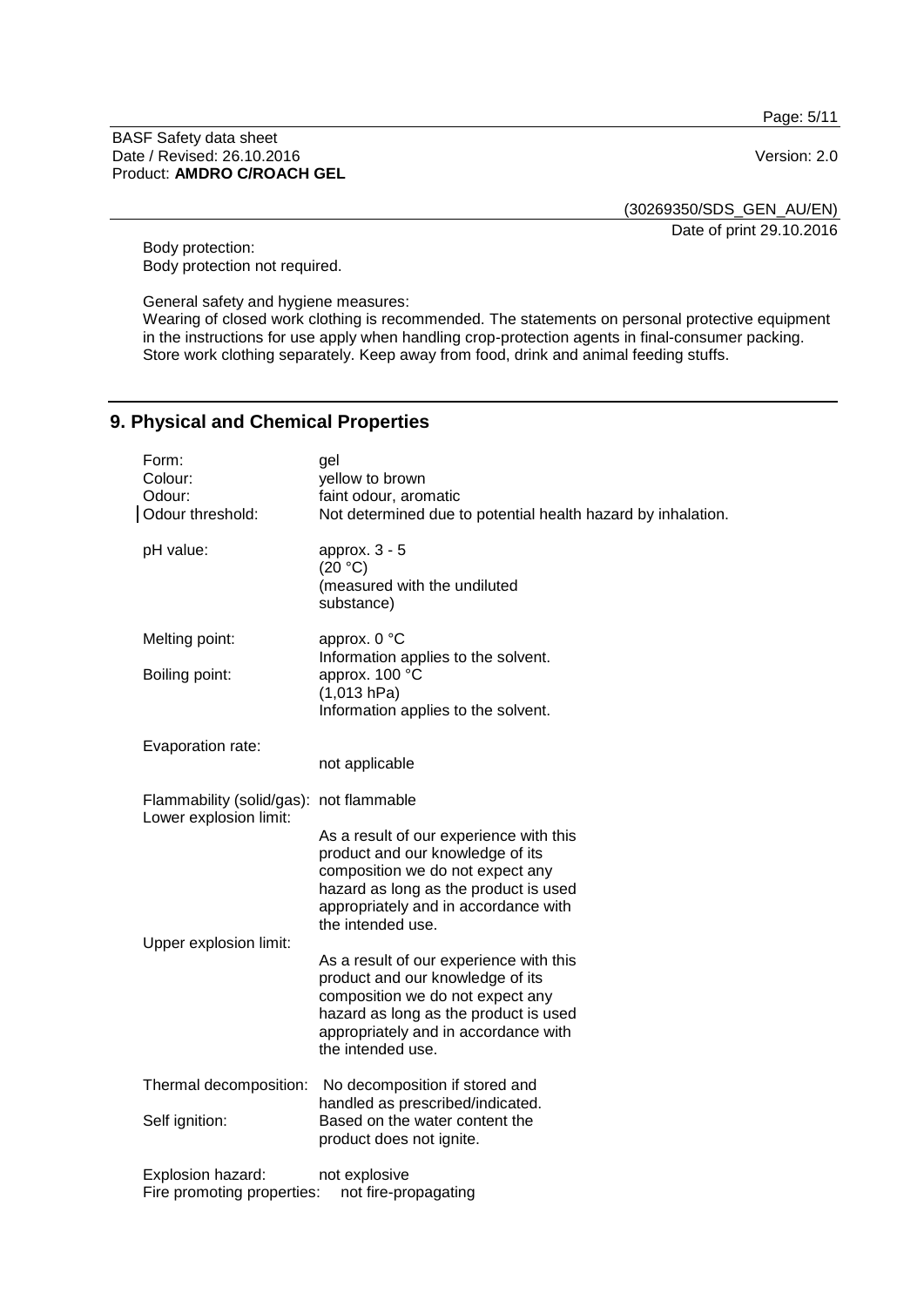Body protection:
Body protection not required.

General safety and hygiene measures:
Wearing of closed work clothing is recommended. The statements on personal protective equipment in the instructions for use apply when handling crop-protection agents in final-consumer packing. Store work clothing separately. Keep away from food, drink and animal feeding stuffs.

## 9. Physical and Chemical Properties

Form: gel
Colour: yellow to brown
Odour: faint odour, aromatic
Odour threshold: Not determined due to potential health hazard by inhalation.

pH value: approx. 3 - 5
(20 °C)
(measured with the undiluted substance)

Melting point: approx. 0 °C
Information applies to the solvent.

Boiling point: approx. 100 °C
(1,013 hPa)
Information applies to the solvent.

Evaporation rate:
not applicable

Flammability (solid/gas): not flammable

Lower explosion limit:
As a result of our experience with this product and our knowledge of its composition we do not expect any hazard as long as the product is used appropriately and in accordance with the intended use.

Upper explosion limit:
As a result of our experience with this product and our knowledge of its composition we do not expect any hazard as long as the product is used appropriately and in accordance with the intended use.

Thermal decomposition: No decomposition if stored and handled as prescribed/indicated.

Self ignition: Based on the water content the product does not ignite.

Explosion hazard: not explosive
Fire promoting properties: not fire-propagating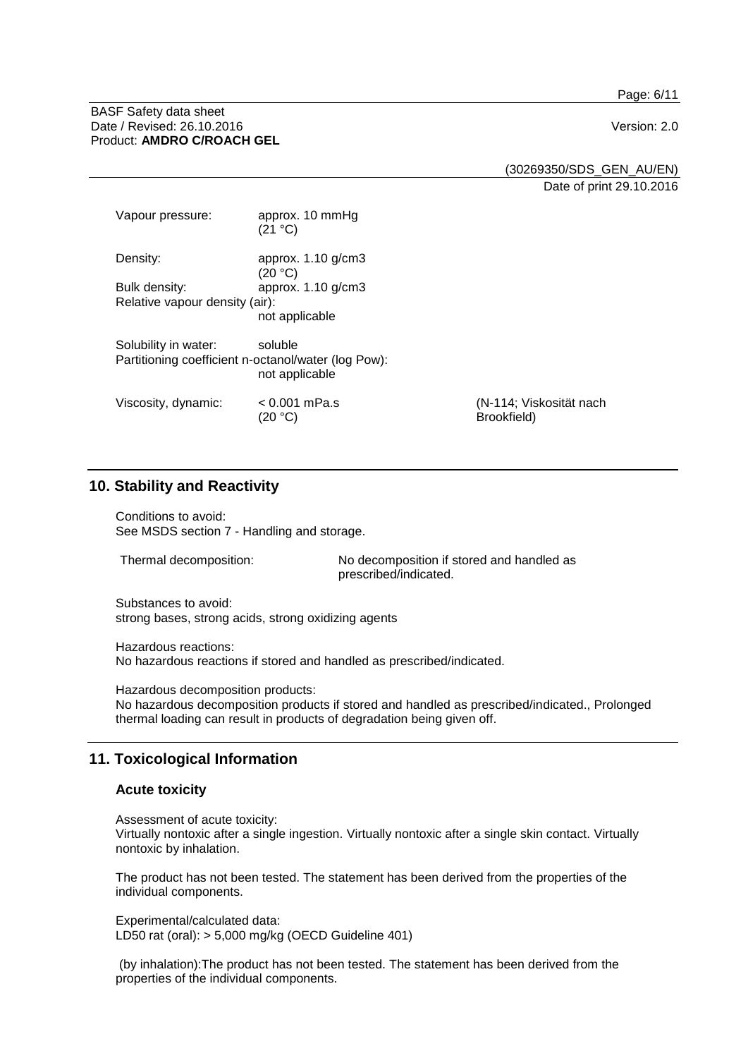| | | |
|---|---|---|
| Vapour pressure: | approx. 10 mmHg (21 °C) | |
| Density: | approx. 1.10 g/cm3 (20 °C) | |
| Bulk density: | approx. 1.10 g/cm3 | |
| Relative vapour density (air): | not applicable | |
| Solubility in water: | soluble | |
| Partitioning coefficient n-octanol/water (log Pow): | not applicable | |
| Viscosity, dynamic: | < 0.001 mPa.s (20 °C) | (N-114; Viskosität nach Brookfield) |

## 10. Stability and Reactivity

Conditions to avoid:
See MSDS section 7 - Handling and storage.

Thermal decomposition: No decomposition if stored and handled as prescribed/indicated.

Substances to avoid:
strong bases, strong acids, strong oxidizing agents

Hazardous reactions:
No hazardous reactions if stored and handled as prescribed/indicated.

Hazardous decomposition products:
No hazardous decomposition products if stored and handled as prescribed/indicated., Prolonged thermal loading can result in products of degradation being given off.

## 11. Toxicological Information

### Acute toxicity

Assessment of acute toxicity:
Virtually nontoxic after a single ingestion. Virtually nontoxic after a single skin contact. Virtually nontoxic by inhalation.

The product has not been tested. The statement has been derived from the properties of the individual components.

Experimental/calculated data:
LD50 rat (oral): > 5,000 mg/kg (OECD Guideline 401)

(by inhalation):The product has not been tested. The statement has been derived from the properties of the individual components.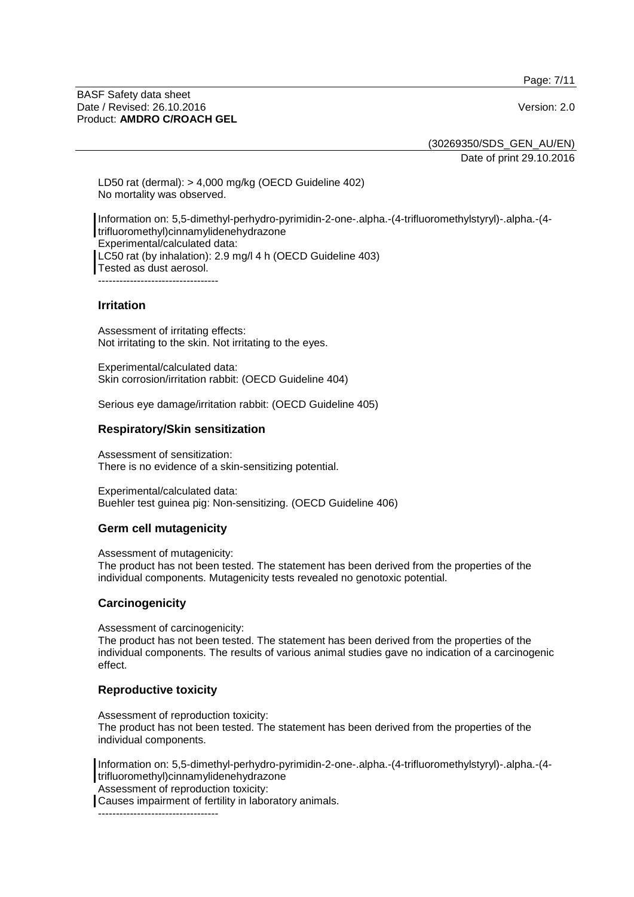LD50 rat (dermal): > 4,000 mg/kg (OECD Guideline 402)
No mortality was observed.

Information on: 5,5-dimethyl-perhydro-pyrimidin-2-one-.alpha.-(4-trifluoromethylstyryl)-.alpha.-(4-trifluoromethyl)cinnamylidenehydrazone
Experimental/calculated data:
LC50 rat (by inhalation): 2.9 mg/l 4 h (OECD Guideline 403)
Tested as dust aerosol.
----------------------------------

## Irritation

Assessment of irritating effects:
Not irritating to the skin. Not irritating to the eyes.

Experimental/calculated data:
Skin corrosion/irritation rabbit: (OECD Guideline 404)

Serious eye damage/irritation rabbit: (OECD Guideline 405)

## Respiratory/Skin sensitization

Assessment of sensitization:
There is no evidence of a skin-sensitizing potential.

Experimental/calculated data:
Buehler test guinea pig: Non-sensitizing. (OECD Guideline 406)

## Germ cell mutagenicity

Assessment of mutagenicity:
The product has not been tested. The statement has been derived from the properties of the individual components. Mutagenicity tests revealed no genotoxic potential.

## Carcinogenicity

Assessment of carcinogenicity:
The product has not been tested. The statement has been derived from the properties of the individual components. The results of various animal studies gave no indication of a carcinogenic effect.

## Reproductive toxicity

Assessment of reproduction toxicity:
The product has not been tested. The statement has been derived from the properties of the individual components.

Information on: 5,5-dimethyl-perhydro-pyrimidin-2-one-.alpha.-(4-trifluoromethylstyryl)-.alpha.-(4-trifluoromethyl)cinnamylidenehydrazone
Assessment of reproduction toxicity:
Causes impairment of fertility in laboratory animals.
----------------------------------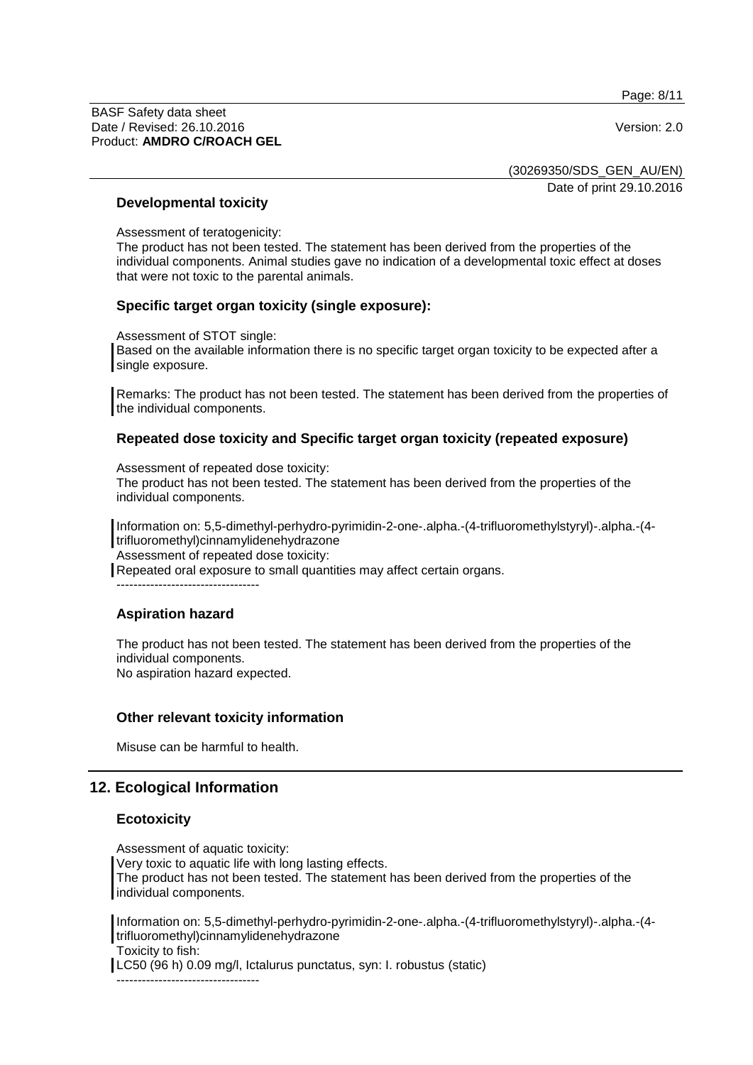### Developmental toxicity

Assessment of teratogenicity:
The product has not been tested. The statement has been derived from the properties of the individual components. Animal studies gave no indication of a developmental toxic effect at doses that were not toxic to the parental animals.

### Specific target organ toxicity (single exposure):

Assessment of STOT single:
Based on the available information there is no specific target organ toxicity to be expected after a single exposure.

Remarks: The product has not been tested. The statement has been derived from the properties of the individual components.

### Repeated dose toxicity and Specific target organ toxicity (repeated exposure)

Assessment of repeated dose toxicity:
The product has not been tested. The statement has been derived from the properties of the individual components.

Information on: 5,5-dimethyl-perhydro-pyrimidin-2-one-.alpha.-(4-trifluoromethylstyryl)-.alpha.-(4-trifluoromethyl)cinnamylidenehydrazone
Assessment of repeated dose toxicity:
Repeated oral exposure to small quantities may affect certain organs.
----------------------------------

### Aspiration hazard

The product has not been tested. The statement has been derived from the properties of the individual components.
No aspiration hazard expected.

### Other relevant toxicity information

Misuse can be harmful to health.

## 12. Ecological Information

### Ecotoxicity

Assessment of aquatic toxicity:
Very toxic to aquatic life with long lasting effects.
The product has not been tested. The statement has been derived from the properties of the individual components.

Information on: 5,5-dimethyl-perhydro-pyrimidin-2-one-.alpha.-(4-trifluoromethylstyryl)-.alpha.-(4-trifluoromethyl)cinnamylidenehydrazone
Toxicity to fish:
LC50 (96 h) 0.09 mg/l, Ictalurus punctatus, syn: I. robustus (static)
----------------------------------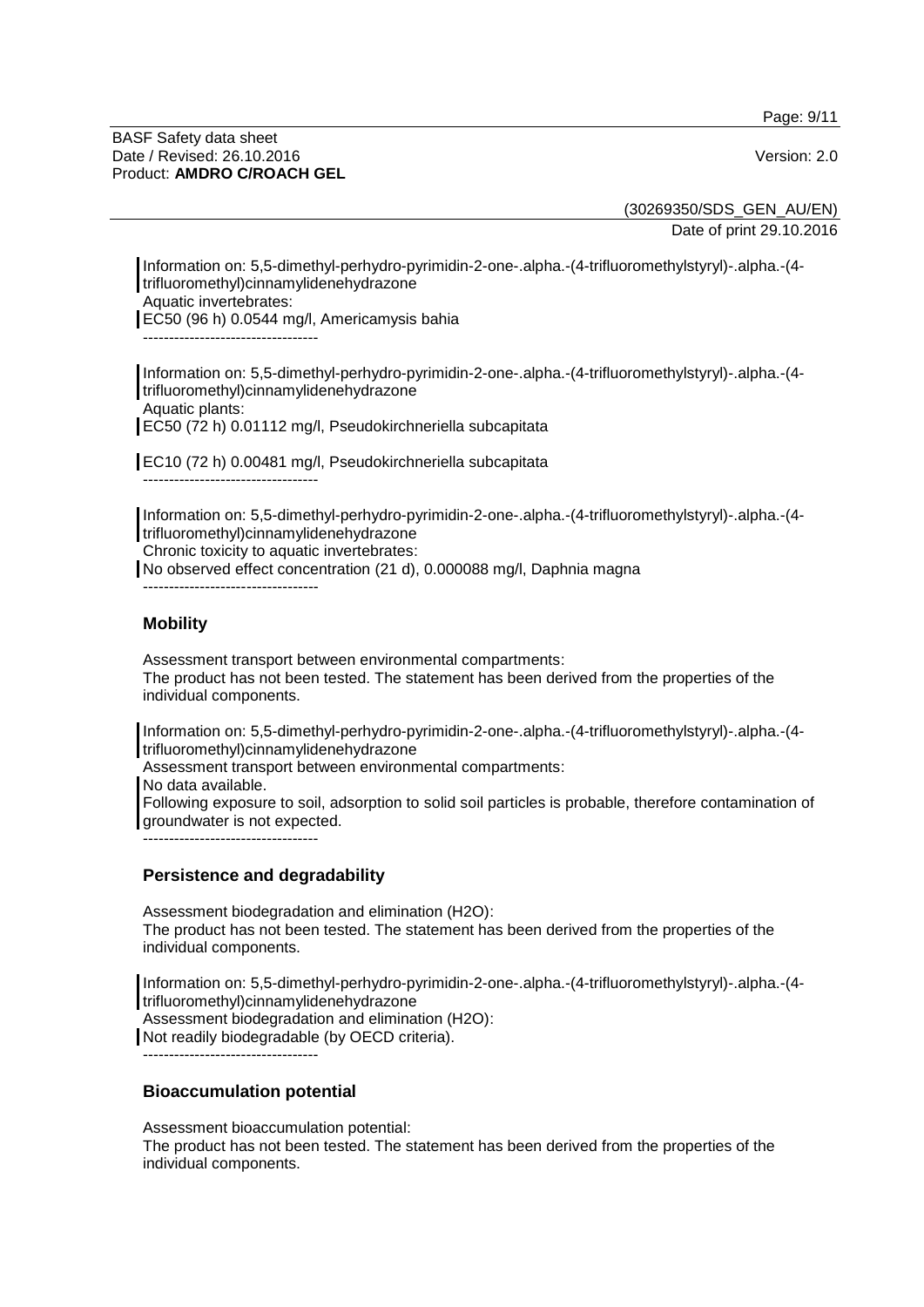Information on: 5,5-dimethyl-perhydro-pyrimidin-2-one-.alpha.-(4-trifluoromethylstyryl)-.alpha.-(4-trifluoromethyl)cinnamylidenehydrazone
Aquatic invertebrates:
EC50 (96 h) 0.0544 mg/l, Americamysis bahia

----------------------------------

Information on: 5,5-dimethyl-perhydro-pyrimidin-2-one-.alpha.-(4-trifluoromethylstyryl)-.alpha.-(4-trifluoromethyl)cinnamylidenehydrazone
Aquatic plants:
EC50 (72 h) 0.01112 mg/l, Pseudokirchneriella subcapitata

EC10 (72 h) 0.00481 mg/l, Pseudokirchneriella subcapitata

----------------------------------

Information on: 5,5-dimethyl-perhydro-pyrimidin-2-one-.alpha.-(4-trifluoromethylstyryl)-.alpha.-(4-trifluoromethyl)cinnamylidenehydrazone
Chronic toxicity to aquatic invertebrates:
No observed effect concentration (21 d), 0.000088 mg/l, Daphnia magna

----------------------------------

### Mobility

Assessment transport between environmental compartments:
The product has not been tested. The statement has been derived from the properties of the individual components.

Information on: 5,5-dimethyl-perhydro-pyrimidin-2-one-.alpha.-(4-trifluoromethylstyryl)-.alpha.-(4-trifluoromethyl)cinnamylidenehydrazone
Assessment transport between environmental compartments:
No data available.
Following exposure to soil, adsorption to solid soil particles is probable, therefore contamination of groundwater is not expected.

----------------------------------

### Persistence and degradability

Assessment biodegradation and elimination (H2O):
The product has not been tested. The statement has been derived from the properties of the individual components.

Information on: 5,5-dimethyl-perhydro-pyrimidin-2-one-.alpha.-(4-trifluoromethylstyryl)-.alpha.-(4-trifluoromethyl)cinnamylidenehydrazone
Assessment biodegradation and elimination (H2O):
Not readily biodegradable (by OECD criteria).

----------------------------------

### Bioaccumulation potential

Assessment bioaccumulation potential:
The product has not been tested. The statement has been derived from the properties of the individual components.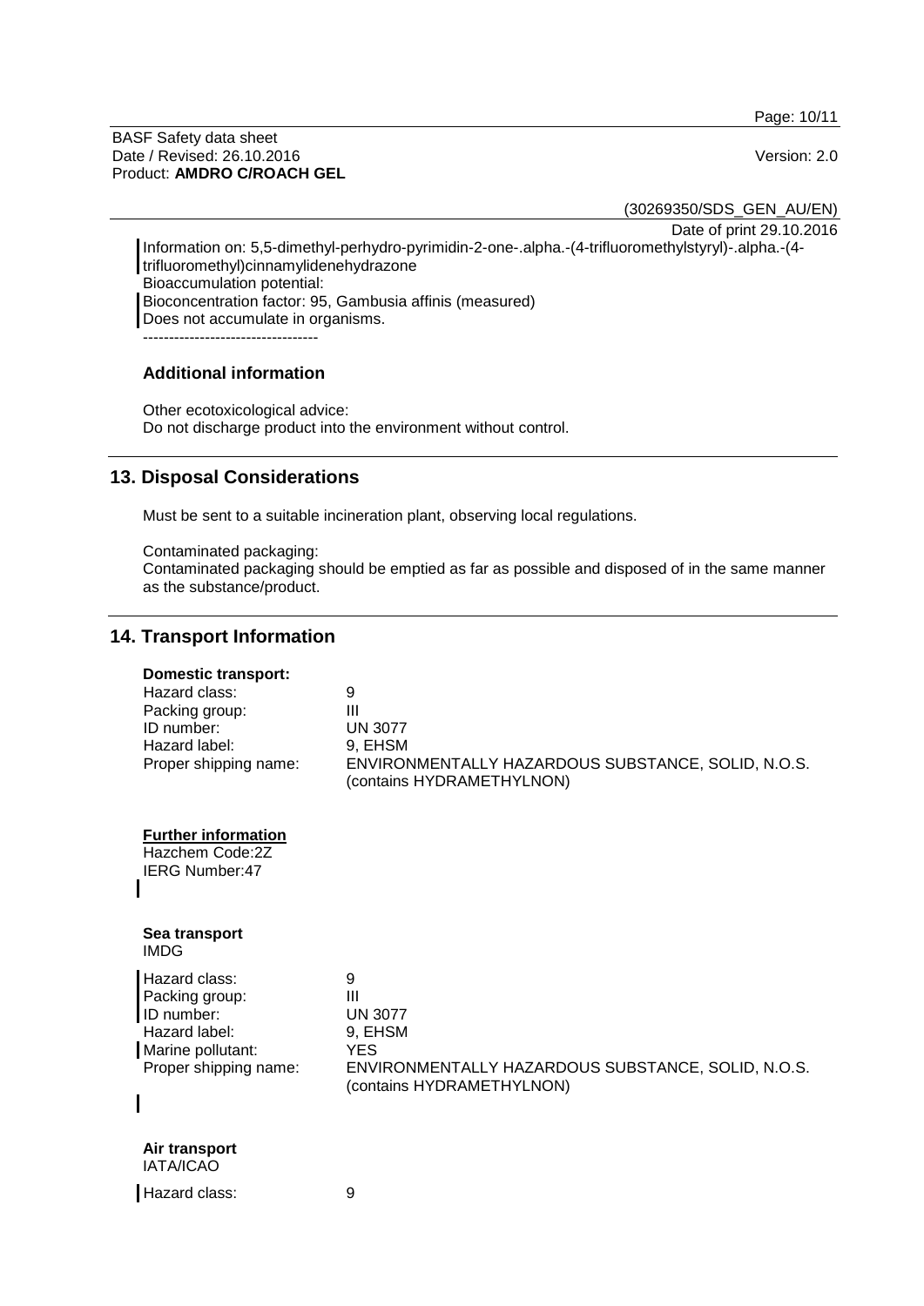Information on: 5,5-dimethyl-perhydro-pyrimidin-2-one-.alpha.-(4-trifluoromethylstyryl)-.alpha.-(4-trifluoromethyl)cinnamylidenehydrazone
Bioaccumulation potential:
Bioconcentration factor: 95, Gambusia affinis (measured)
Does not accumulate in organisms.

----------------------------------

### Additional information

Other ecotoxicological advice:
Do not discharge product into the environment without control.

## 13. Disposal Considerations

Must be sent to a suitable incineration plant, observing local regulations.

Contaminated packaging:
Contaminated packaging should be emptied as far as possible and disposed of in the same manner as the substance/product.

## 14. Transport Information

**Domestic transport:**

| | |
|---|---|
| Hazard class: | 9 |
| Packing group: | III |
| ID number: | UN 3077 |
| Hazard label: | 9, EHSM |
| Proper shipping name: | ENVIRONMENTALLY HAZARDOUS SUBSTANCE, SOLID, N.O.S. (contains HYDRAMETHYLNON) |

**Further information**
Hazchem Code:2Z
IERG Number:47

**Sea transport**
IMDG

| | |
|---|---|
| Hazard class: | 9 |
| Packing group: | III |
| ID number: | UN 3077 |
| Hazard label: | 9, EHSM |
| Marine pollutant: | YES |
| Proper shipping name: | ENVIRONMENTALLY HAZARDOUS SUBSTANCE, SOLID, N.O.S. (contains HYDRAMETHYLNON) |

**Air transport**
IATA/ICAO

| | |
|---|---|
| Hazard class: | 9 |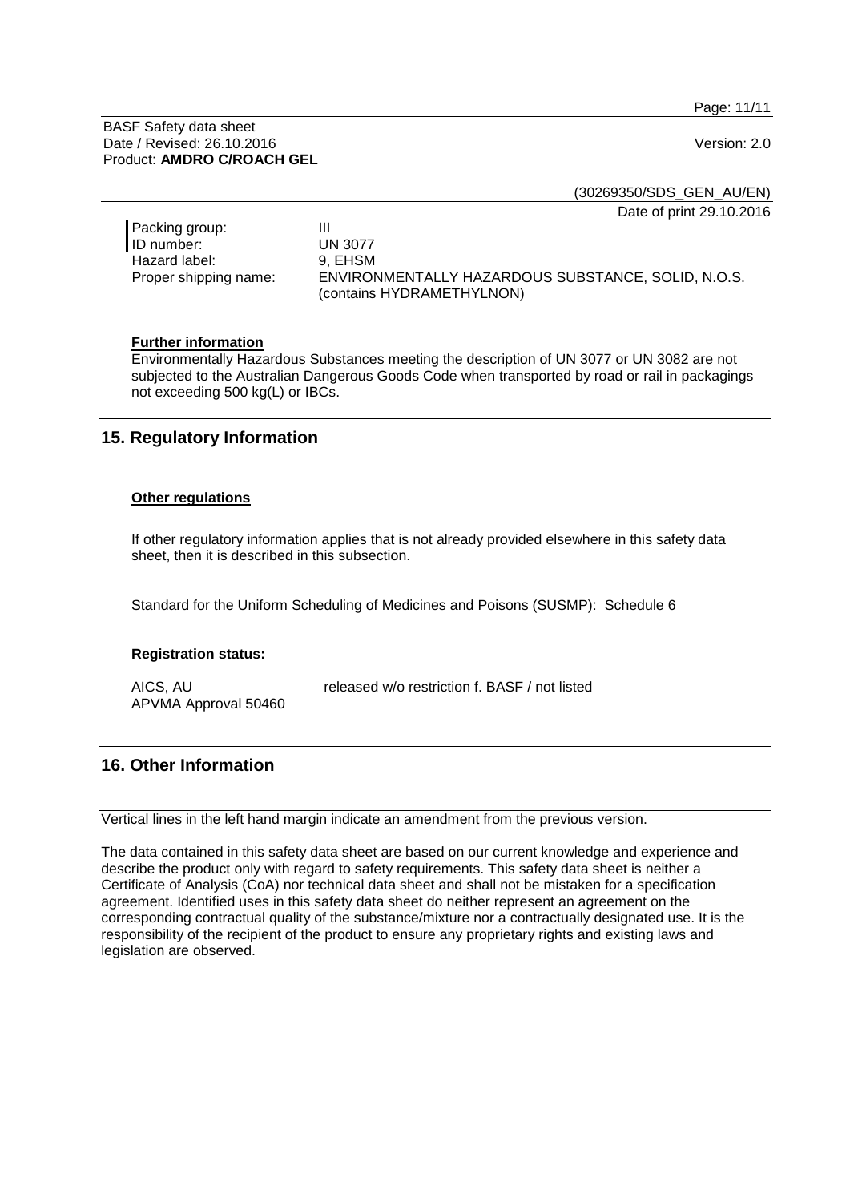(30269350/SDS_GEN_AU/EN)

Date of print 29.10.2016

| | |
|---|---|
| Packing group: | III |
| ID number: | UN 3077 |
| Hazard label: | 9, EHSM |
| Proper shipping name: | ENVIRONMENTALLY HAZARDOUS SUBSTANCE, SOLID, N.O.S. (contains HYDRAMETHYLNON) |

**Further information**

Environmentally Hazardous Substances meeting the description of UN 3077 or UN 3082 are not subjected to the Australian Dangerous Goods Code when transported by road or rail in packagings not exceeding 500 kg(L) or IBCs.

## 15. Regulatory Information

**Other regulations**

If other regulatory information applies that is not already provided elsewhere in this safety data sheet, then it is described in this subsection.

Standard for the Uniform Scheduling of Medicines and Poisons (SUSMP): Schedule 6

**Registration status:**

| | |
|---|---|
| AICS, AU | released w/o restriction f. BASF / not listed |
| APVMA Approval 50460 | |

## 16. Other Information

Vertical lines in the left hand margin indicate an amendment from the previous version.

The data contained in this safety data sheet are based on our current knowledge and experience and describe the product only with regard to safety requirements. This safety data sheet is neither a Certificate of Analysis (CoA) nor technical data sheet and shall not be mistaken for a specification agreement. Identified uses in this safety data sheet do neither represent an agreement on the corresponding contractual quality of the substance/mixture nor a contractually designated use. It is the responsibility of the recipient of the product to ensure any proprietary rights and existing laws and legislation are observed.